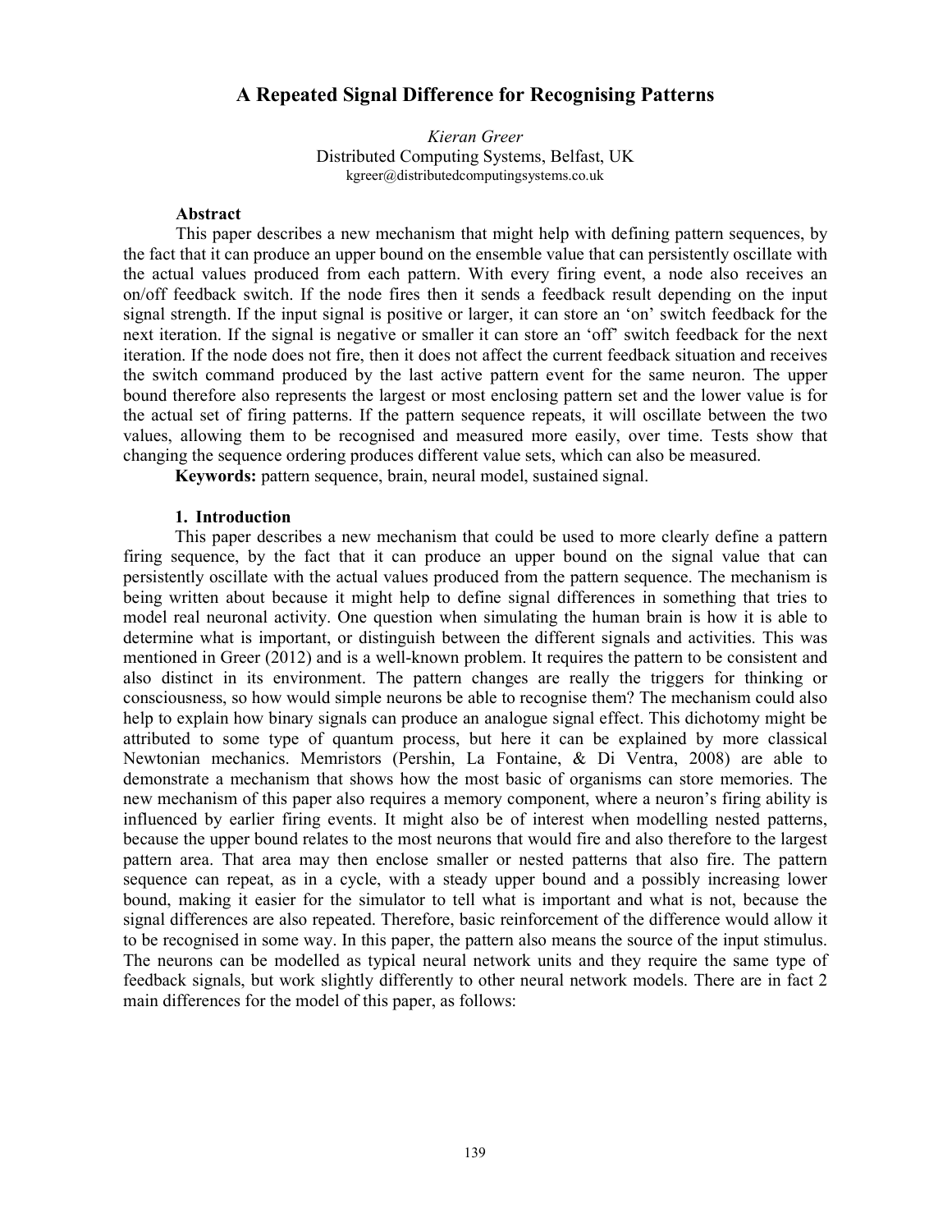# A Repeated Signal Difference for Recognising Patterns

*Kieran Greer*
Distributed Computing Systems, Belfast, UK
kgreer@distributedcomputingsystems.co.uk

**Abstract**

This paper describes a new mechanism that might help with defining pattern sequences, by the fact that it can produce an upper bound on the ensemble value that can persistently oscillate with the actual values produced from each pattern. With every firing event, a node also receives an on/off feedback switch. If the node fires then it sends a feedback result depending on the input signal strength. If the input signal is positive or larger, it can store an 'on' switch feedback for the next iteration. If the signal is negative or smaller it can store an 'off' switch feedback for the next iteration. If the node does not fire, then it does not affect the current feedback situation and receives the switch command produced by the last active pattern event for the same neuron. The upper bound therefore also represents the largest or most enclosing pattern set and the lower value is for the actual set of firing patterns. If the pattern sequence repeats, it will oscillate between the two values, allowing them to be recognised and measured more easily, over time. Tests show that changing the sequence ordering produces different value sets, which can also be measured.

**Keywords:** pattern sequence, brain, neural model, sustained signal.

## 1. Introduction

This paper describes a new mechanism that could be used to more clearly define a pattern firing sequence, by the fact that it can produce an upper bound on the signal value that can persistently oscillate with the actual values produced from the pattern sequence. The mechanism is being written about because it might help to define signal differences in something that tries to model real neuronal activity. One question when simulating the human brain is how it is able to determine what is important, or distinguish between the different signals and activities. This was mentioned in Greer (2012) and is a well-known problem. It requires the pattern to be consistent and also distinct in its environment. The pattern changes are really the triggers for thinking or consciousness, so how would simple neurons be able to recognise them? The mechanism could also help to explain how binary signals can produce an analogue signal effect. This dichotomy might be attributed to some type of quantum process, but here it can be explained by more classical Newtonian mechanics. Memristors (Pershin, La Fontaine, & Di Ventra, 2008) are able to demonstrate a mechanism that shows how the most basic of organisms can store memories. The new mechanism of this paper also requires a memory component, where a neuron's firing ability is influenced by earlier firing events. It might also be of interest when modelling nested patterns, because the upper bound relates to the most neurons that would fire and also therefore to the largest pattern area. That area may then enclose smaller or nested patterns that also fire. The pattern sequence can repeat, as in a cycle, with a steady upper bound and a possibly increasing lower bound, making it easier for the simulator to tell what is important and what is not, because the signal differences are also repeated. Therefore, basic reinforcement of the difference would allow it to be recognised in some way. In this paper, the pattern also means the source of the input stimulus. The neurons can be modelled as typical neural network units and they require the same type of feedback signals, but work slightly differently to other neural network models. There are in fact 2 main differences for the model of this paper, as follows: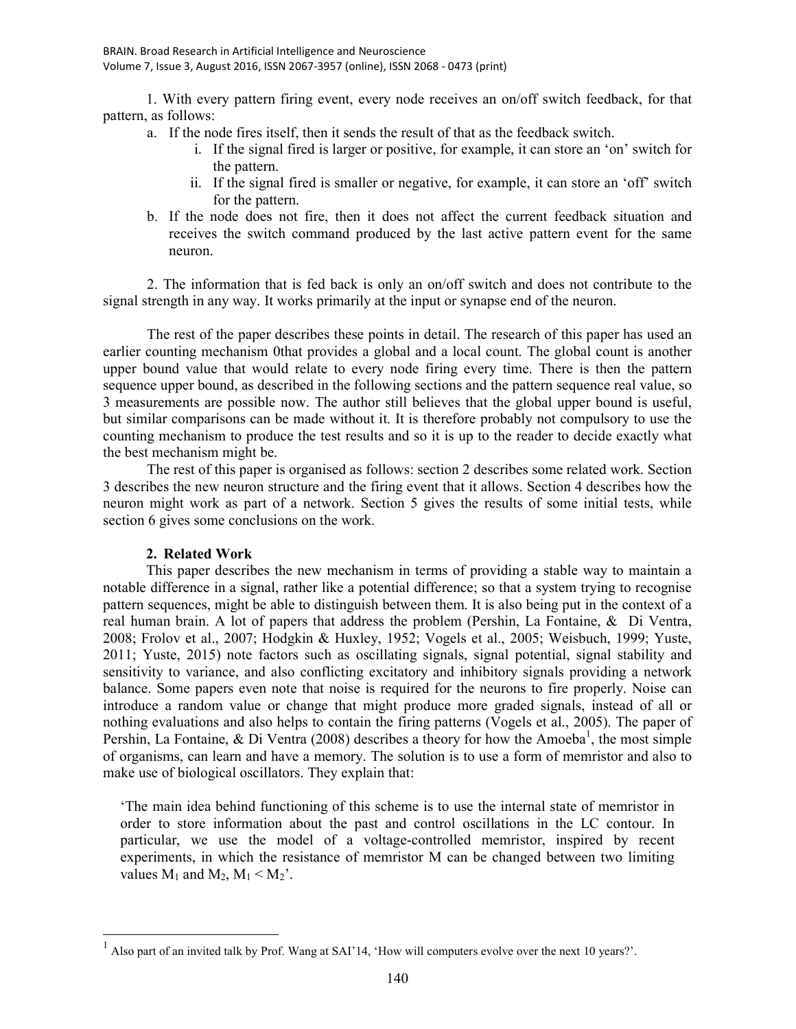1. With every pattern firing event, every node receives an on/off switch feedback, for that pattern, as follows:

   a. If the node fires itself, then it sends the result of that as the feedback switch.

      i. If the signal fired is larger or positive, for example, it can store an 'on' switch for the pattern.

      ii. If the signal fired is smaller or negative, for example, it can store an 'off' switch for the pattern.

   b. If the node does not fire, then it does not affect the current feedback situation and receives the switch command produced by the last active pattern event for the same neuron.

2. The information that is fed back is only an on/off switch and does not contribute to the signal strength in any way. It works primarily at the input or synapse end of the neuron.

The rest of the paper describes these points in detail. The research of this paper has used an earlier counting mechanism 0that provides a global and a local count. The global count is another upper bound value that would relate to every node firing every time. There is then the pattern sequence upper bound, as described in the following sections and the pattern sequence real value, so 3 measurements are possible now. The author still believes that the global upper bound is useful, but similar comparisons can be made without it. It is therefore probably not compulsory to use the counting mechanism to produce the test results and so it is up to the reader to decide exactly what the best mechanism might be.

The rest of this paper is organised as follows: section 2 describes some related work. Section 3 describes the new neuron structure and the firing event that it allows. Section 4 describes how the neuron might work as part of a network. Section 5 gives the results of some initial tests, while section 6 gives some conclusions on the work.

## 2. Related Work

This paper describes the new mechanism in terms of providing a stable way to maintain a notable difference in a signal, rather like a potential difference; so that a system trying to recognise pattern sequences, might be able to distinguish between them. It is also being put in the context of a real human brain. A lot of papers that address the problem (Pershin, La Fontaine, & Di Ventra, 2008; Frolov et al., 2007; Hodgkin & Huxley, 1952; Vogels et al., 2005; Weisbuch, 1999; Yuste, 2011; Yuste, 2015) note factors such as oscillating signals, signal potential, signal stability and sensitivity to variance, and also conflicting excitatory and inhibitory signals providing a network balance. Some papers even note that noise is required for the neurons to fire properly. Noise can introduce a random value or change that might produce more graded signals, instead of all or nothing evaluations and also helps to contain the firing patterns (Vogels et al., 2005). The paper of Pershin, La Fontaine, & Di Ventra (2008) describes a theory for how the Amoeba[1], the most simple of organisms, can learn and have a memory. The solution is to use a form of memristor and also to make use of biological oscillators. They explain that:

> 'The main idea behind functioning of this scheme is to use the internal state of memristor in order to store information about the past and control oscillations in the LC contour. In particular, we use the model of a voltage-controlled memristor, inspired by recent experiments, in which the resistance of memristor M can be changed between two limiting values $M_1$ and $M_2$, $M_1 < M_2$'.

---

[1] Also part of an invited talk by Prof. Wang at SAI'14, 'How will computers evolve over the next 10 years?'.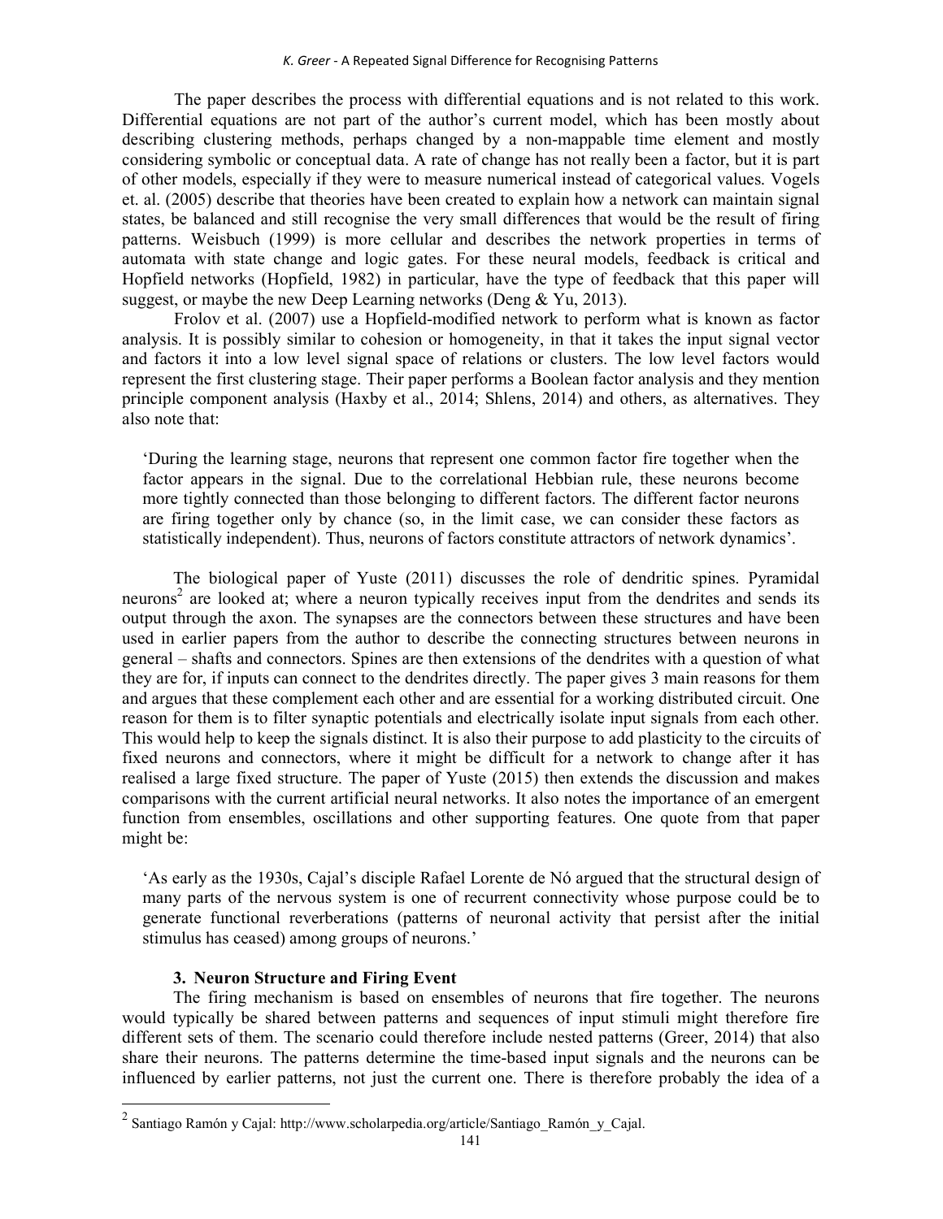The paper describes the process with differential equations and is not related to this work. Differential equations are not part of the author's current model, which has been mostly about describing clustering methods, perhaps changed by a non-mappable time element and mostly considering symbolic or conceptual data. A rate of change has not really been a factor, but it is part of other models, especially if they were to measure numerical instead of categorical values. Vogels et. al. (2005) describe that theories have been created to explain how a network can maintain signal states, be balanced and still recognise the very small differences that would be the result of firing patterns. Weisbuch (1999) is more cellular and describes the network properties in terms of automata with state change and logic gates. For these neural models, feedback is critical and Hopfield networks (Hopfield, 1982) in particular, have the type of feedback that this paper will suggest, or maybe the new Deep Learning networks (Deng & Yu, 2013).

Frolov et al. (2007) use a Hopfield-modified network to perform what is known as factor analysis. It is possibly similar to cohesion or homogeneity, in that it takes the input signal vector and factors it into a low level signal space of relations or clusters. The low level factors would represent the first clustering stage. Their paper performs a Boolean factor analysis and they mention principle component analysis (Haxby et al., 2014; Shlens, 2014) and others, as alternatives. They also note that:

> 'During the learning stage, neurons that represent one common factor fire together when the factor appears in the signal. Due to the correlational Hebbian rule, these neurons become more tightly connected than those belonging to different factors. The different factor neurons are firing together only by chance (so, in the limit case, we can consider these factors as statistically independent). Thus, neurons of factors constitute attractors of network dynamics'.

The biological paper of Yuste (2011) discusses the role of dendritic spines. Pyramidal neurons[2] are looked at; where a neuron typically receives input from the dendrites and sends its output through the axon. The synapses are the connectors between these structures and have been used in earlier papers from the author to describe the connecting structures between neurons in general – shafts and connectors. Spines are then extensions of the dendrites with a question of what they are for, if inputs can connect to the dendrites directly. The paper gives 3 main reasons for them and argues that these complement each other and are essential for a working distributed circuit. One reason for them is to filter synaptic potentials and electrically isolate input signals from each other. This would help to keep the signals distinct. It is also their purpose to add plasticity to the circuits of fixed neurons and connectors, where it might be difficult for a network to change after it has realised a large fixed structure. The paper of Yuste (2015) then extends the discussion and makes comparisons with the current artificial neural networks. It also notes the importance of an emergent function from ensembles, oscillations and other supporting features. One quote from that paper might be:

> 'As early as the 1930s, Cajal's disciple Rafael Lorente de Nó argued that the structural design of many parts of the nervous system is one of recurrent connectivity whose purpose could be to generate functional reverberations (patterns of neuronal activity that persist after the initial stimulus has ceased) among groups of neurons.'

## 3. Neuron Structure and Firing Event

The firing mechanism is based on ensembles of neurons that fire together. The neurons would typically be shared between patterns and sequences of input stimuli might therefore fire different sets of them. The scenario could therefore include nested patterns (Greer, 2014) that also share their neurons. The patterns determine the time-based input signals and the neurons can be influenced by earlier patterns, not just the current one. There is therefore probably the idea of a

[2] Santiago Ramón y Cajal: http://www.scholarpedia.org/article/Santiago_Ramón_y_Cajal.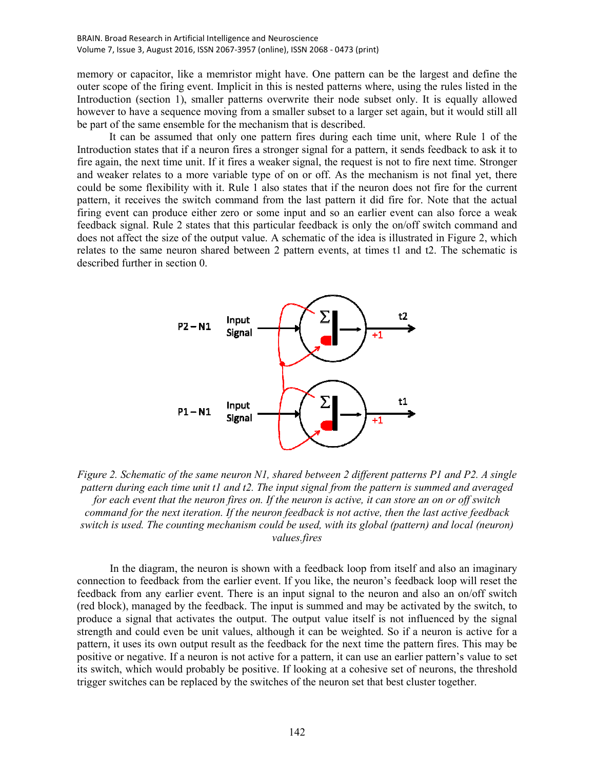memory or capacitor, like a memristor might have. One pattern can be the largest and define the outer scope of the firing event. Implicit in this is nested patterns where, using the rules listed in the Introduction (section 1), smaller patterns overwrite their node subset only. It is equally allowed however to have a sequence moving from a smaller subset to a larger set again, but it would still all be part of the same ensemble for the mechanism that is described.

It can be assumed that only one pattern fires during each time unit, where Rule 1 of the Introduction states that if a neuron fires a stronger signal for a pattern, it sends feedback to ask it to fire again, the next time unit. If it fires a weaker signal, the request is not to fire next time. Stronger and weaker relates to a more variable type of on or off. As the mechanism is not final yet, there could be some flexibility with it. Rule 1 also states that if the neuron does not fire for the current pattern, it receives the switch command from the last pattern it did fire for. Note that the actual firing event can produce either zero or some input and so an earlier event can also force a weak feedback signal. Rule 2 states that this particular feedback is only the on/off switch command and does not affect the size of the output value. A schematic of the idea is illustrated in Figure 2, which relates to the same neuron shared between 2 pattern events, at times t1 and t2. The schematic is described further in section 0.

*Figure 2. Schematic of the same neuron N1, shared between 2 different patterns P1 and P2. A single pattern during each time unit t1 and t2. The input signal from the pattern is summed and averaged for each event that the neuron fires on. If the neuron is active, it can store an on or off switch command for the next iteration. If the neuron feedback is not active, then the last active feedback switch is used. The counting mechanism could be used, with its global (pattern) and local (neuron) values.fires*

In the diagram, the neuron is shown with a feedback loop from itself and also an imaginary connection to feedback from the earlier event. If you like, the neuron's feedback loop will reset the feedback from any earlier event. There is an input signal to the neuron and also an on/off switch (red block), managed by the feedback. The input is summed and may be activated by the switch, to produce a signal that activates the output. The output value itself is not influenced by the signal strength and could even be unit values, although it can be weighted. So if a neuron is active for a pattern, it uses its own output result as the feedback for the next time the pattern fires. This may be positive or negative. If a neuron is not active for a pattern, it can use an earlier pattern's value to set its switch, which would probably be positive. If looking at a cohesive set of neurons, the threshold trigger switches can be replaced by the switches of the neuron set that best cluster together.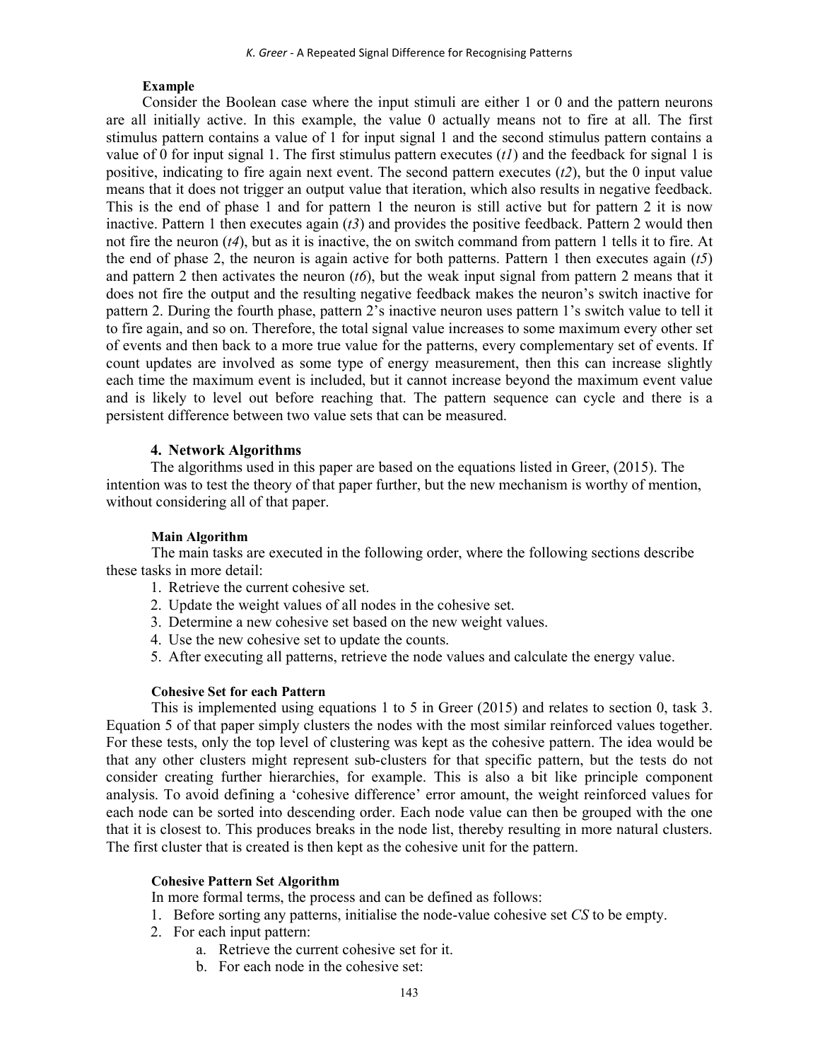**Example**

Consider the Boolean case where the input stimuli are either 1 or 0 and the pattern neurons are all initially active. In this example, the value 0 actually means not to fire at all. The first stimulus pattern contains a value of 1 for input signal 1 and the second stimulus pattern contains a value of 0 for input signal 1. The first stimulus pattern executes (*t1*) and the feedback for signal 1 is positive, indicating to fire again next event. The second pattern executes (*t2*), but the 0 input value means that it does not trigger an output value that iteration, which also results in negative feedback. This is the end of phase 1 and for pattern 1 the neuron is still active but for pattern 2 it is now inactive. Pattern 1 then executes again (*t3*) and provides the positive feedback. Pattern 2 would then not fire the neuron (*t4*), but as it is inactive, the on switch command from pattern 1 tells it to fire. At the end of phase 2, the neuron is again active for both patterns. Pattern 1 then executes again (*t5*) and pattern 2 then activates the neuron (*t6*), but the weak input signal from pattern 2 means that it does not fire the output and the resulting negative feedback makes the neuron's switch inactive for pattern 2. During the fourth phase, pattern 2's inactive neuron uses pattern 1's switch value to tell it to fire again, and so on. Therefore, the total signal value increases to some maximum every other set of events and then back to a more true value for the patterns, every complementary set of events. If count updates are involved as some type of energy measurement, then this can increase slightly each time the maximum event is included, but it cannot increase beyond the maximum event value and is likely to level out before reaching that. The pattern sequence can cycle and there is a persistent difference between two value sets that can be measured.

## 4. Network Algorithms

The algorithms used in this paper are based on the equations listed in Greer, (2015). The intention was to test the theory of that paper further, but the new mechanism is worthy of mention, without considering all of that paper.

**Main Algorithm**

The main tasks are executed in the following order, where the following sections describe these tasks in more detail:

1. Retrieve the current cohesive set.
2. Update the weight values of all nodes in the cohesive set.
3. Determine a new cohesive set based on the new weight values.
4. Use the new cohesive set to update the counts.
5. After executing all patterns, retrieve the node values and calculate the energy value.

**Cohesive Set for each Pattern**

This is implemented using equations 1 to 5 in Greer (2015) and relates to section 0, task 3. Equation 5 of that paper simply clusters the nodes with the most similar reinforced values together. For these tests, only the top level of clustering was kept as the cohesive pattern. The idea would be that any other clusters might represent sub-clusters for that specific pattern, but the tests do not consider creating further hierarchies, for example. This is also a bit like principle component analysis. To avoid defining a 'cohesive difference' error amount, the weight reinforced values for each node can be sorted into descending order. Each node value can then be grouped with the one that it is closest to. This produces breaks in the node list, thereby resulting in more natural clusters. The first cluster that is created is then kept as the cohesive unit for the pattern.

**Cohesive Pattern Set Algorithm**

In more formal terms, the process and can be defined as follows:

1. Before sorting any patterns, initialise the node-value cohesive set *CS* to be empty.
2. For each input pattern:
    a. Retrieve the current cohesive set for it.
    b. For each node in the cohesive set: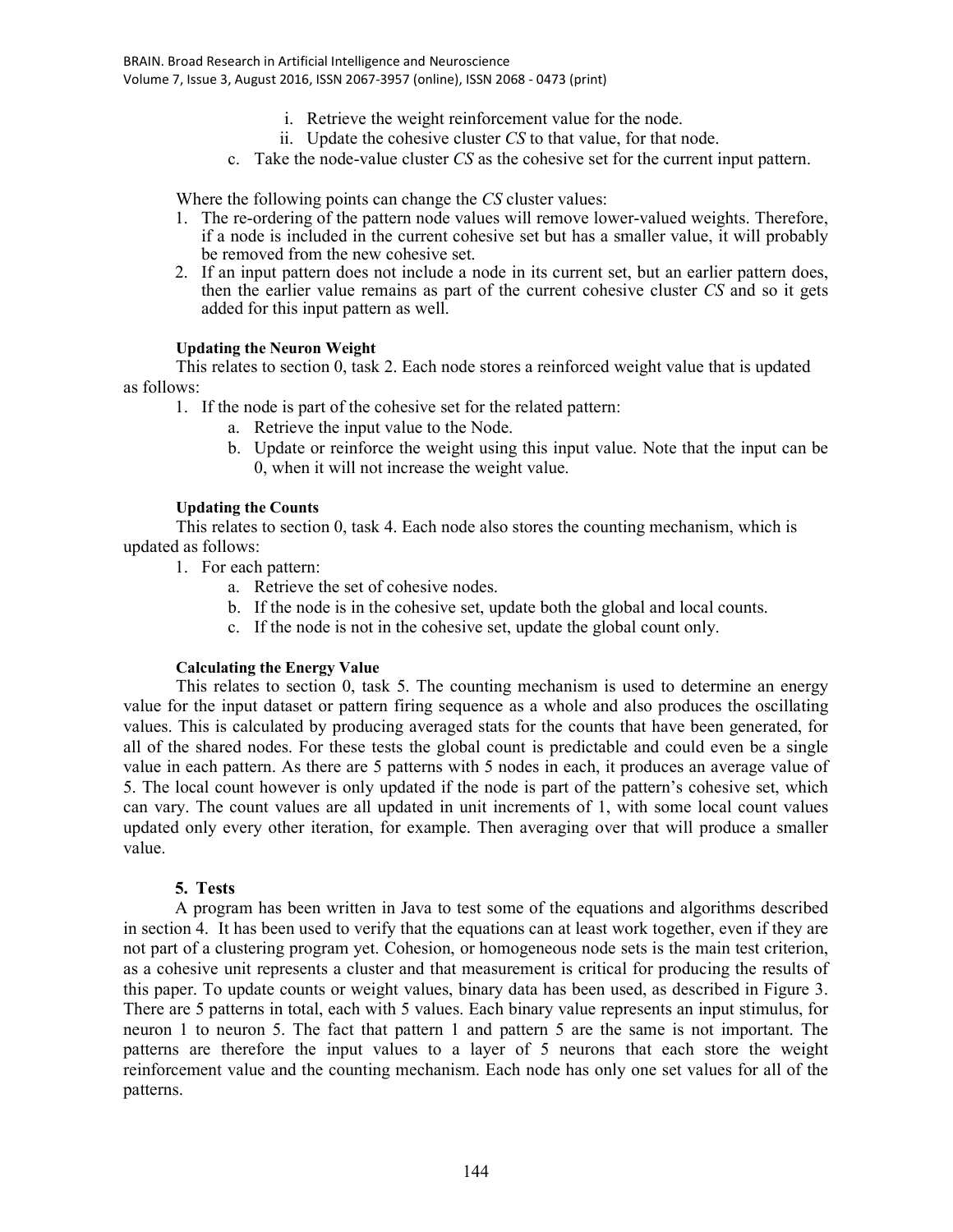i. Retrieve the weight reinforcement value for the node.
ii. Update the cohesive cluster *CS* to that value, for that node.

c. Take the node-value cluster *CS* as the cohesive set for the current input pattern.

Where the following points can change the *CS* cluster values:

1. The re-ordering of the pattern node values will remove lower-valued weights. Therefore, if a node is included in the current cohesive set but has a smaller value, it will probably be removed from the new cohesive set.
2. If an input pattern does not include a node in its current set, but an earlier pattern does, then the earlier value remains as part of the current cohesive cluster *CS* and so it gets added for this input pattern as well.

#### Updating the Neuron Weight

This relates to section 0, task 2. Each node stores a reinforced weight value that is updated as follows:

1. If the node is part of the cohesive set for the related pattern:
   a. Retrieve the input value to the Node.
   b. Update or reinforce the weight using this input value. Note that the input can be 0, when it will not increase the weight value.

#### Updating the Counts

This relates to section 0, task 4. Each node also stores the counting mechanism, which is updated as follows:

1. For each pattern:
   a. Retrieve the set of cohesive nodes.
   b. If the node is in the cohesive set, update both the global and local counts.
   c. If the node is not in the cohesive set, update the global count only.

#### Calculating the Energy Value

This relates to section 0, task 5. The counting mechanism is used to determine an energy value for the input dataset or pattern firing sequence as a whole and also produces the oscillating values. This is calculated by producing averaged stats for the counts that have been generated, for all of the shared nodes. For these tests the global count is predictable and could even be a single value in each pattern. As there are 5 patterns with 5 nodes in each, it produces an average value of 5. The local count however is only updated if the node is part of the pattern's cohesive set, which can vary. The count values are all updated in unit increments of 1, with some local count values updated only every other iteration, for example. Then averaging over that will produce a smaller value.

## 5. Tests

A program has been written in Java to test some of the equations and algorithms described in section 4. It has been used to verify that the equations can at least work together, even if they are not part of a clustering program yet. Cohesion, or homogeneous node sets is the main test criterion, as a cohesive unit represents a cluster and that measurement is critical for producing the results of this paper. To update counts or weight values, binary data has been used, as described in Figure 3. There are 5 patterns in total, each with 5 values. Each binary value represents an input stimulus, for neuron 1 to neuron 5. The fact that pattern 1 and pattern 5 are the same is not important. The patterns are therefore the input values to a layer of 5 neurons that each store the weight reinforcement value and the counting mechanism. Each node has only one set values for all of the patterns.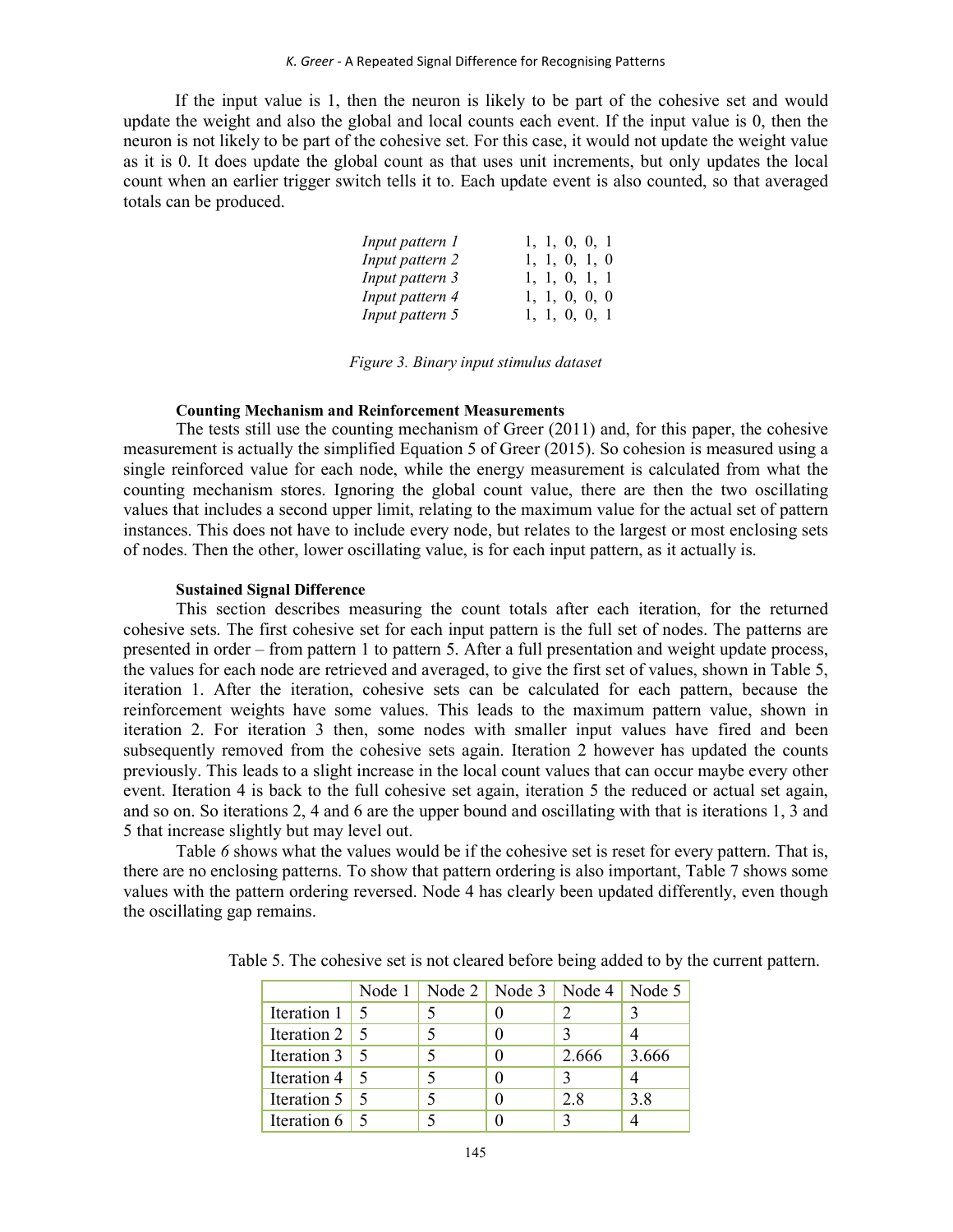If the input value is 1, then the neuron is likely to be part of the cohesive set and would update the weight and also the global and local counts each event. If the input value is 0, then the neuron is not likely to be part of the cohesive set. For this case, it would not update the weight value as it is 0. It does update the global count as that uses unit increments, but only updates the local count when an earlier trigger switch tells it to. Each update event is also counted, so that averaged totals can be produced.

| | |
|---|---|
| *Input pattern 1* | 1, 1, 0, 0, 1 |
| *Input pattern 2* | 1, 1, 0, 1, 0 |
| *Input pattern 3* | 1, 1, 0, 1, 1 |
| *Input pattern 4* | 1, 1, 0, 0, 0 |
| *Input pattern 5* | 1, 1, 0, 0, 1 |

*Figure 3. Binary input stimulus dataset*

**Counting Mechanism and Reinforcement Measurements**

The tests still use the counting mechanism of Greer (2011) and, for this paper, the cohesive measurement is actually the simplified Equation 5 of Greer (2015). So cohesion is measured using a single reinforced value for each node, while the energy measurement is calculated from what the counting mechanism stores. Ignoring the global count value, there are then the two oscillating values that includes a second upper limit, relating to the maximum value for the actual set of pattern instances. This does not have to include every node, but relates to the largest or most enclosing sets of nodes. Then the other, lower oscillating value, is for each input pattern, as it actually is.

**Sustained Signal Difference**

This section describes measuring the count totals after each iteration, for the returned cohesive sets. The first cohesive set for each input pattern is the full set of nodes. The patterns are presented in order – from pattern 1 to pattern 5. After a full presentation and weight update process, the values for each node are retrieved and averaged, to give the first set of values, shown in Table 5, iteration 1. After the iteration, cohesive sets can be calculated for each pattern, because the reinforcement weights have some values. This leads to the maximum pattern value, shown in iteration 2. For iteration 3 then, some nodes with smaller input values have fired and been subsequently removed from the cohesive sets again. Iteration 2 however has updated the counts previously. This leads to a slight increase in the local count values that can occur maybe every other event. Iteration 4 is back to the full cohesive set again, iteration 5 the reduced or actual set again, and so on. So iterations 2, 4 and 6 are the upper bound and oscillating with that is iterations 1, 3 and 5 that increase slightly but may level out.

Table *6* shows what the values would be if the cohesive set is reset for every pattern. That is, there are no enclosing patterns. To show that pattern ordering is also important, Table 7 shows some values with the pattern ordering reversed. Node 4 has clearly been updated differently, even though the oscillating gap remains.

Table 5. The cohesive set is not cleared before being added to by the current pattern.

| | Node 1 | Node 2 | Node 3 | Node 4 | Node 5 |
|---|---|---|---|---|---|
| Iteration 1 | 5 | 5 | 0 | 2 | 3 |
| Iteration 2 | 5 | 5 | 0 | 3 | 4 |
| Iteration 3 | 5 | 5 | 0 | 2.666 | 3.666 |
| Iteration 4 | 5 | 5 | 0 | 3 | 4 |
| Iteration 5 | 5 | 5 | 0 | 2.8 | 3.8 |
| Iteration 6 | 5 | 5 | 0 | 3 | 4 |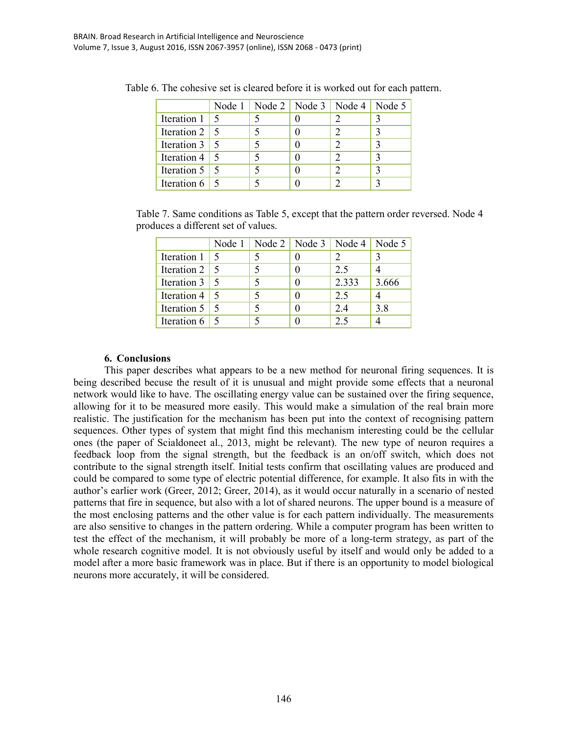Table 6. The cohesive set is cleared before it is worked out for each pattern.

| | Node 1 | Node 2 | Node 3 | Node 4 | Node 5 |
|---|---|---|---|---|---|
| Iteration 1 | 5 | 5 | 0 | 2 | 3 |
| Iteration 2 | 5 | 5 | 0 | 2 | 3 |
| Iteration 3 | 5 | 5 | 0 | 2 | 3 |
| Iteration 4 | 5 | 5 | 0 | 2 | 3 |
| Iteration 5 | 5 | 5 | 0 | 2 | 3 |
| Iteration 6 | 5 | 5 | 0 | 2 | 3 |

Table 7. Same conditions as Table 5, except that the pattern order reversed. Node 4 produces a different set of values.

| | Node 1 | Node 2 | Node 3 | Node 4 | Node 5 |
|---|---|---|---|---|---|
| Iteration 1 | 5 | 5 | 0 | 2 | 3 |
| Iteration 2 | 5 | 5 | 0 | 2.5 | 4 |
| Iteration 3 | 5 | 5 | 0 | 2.333 | 3.666 |
| Iteration 4 | 5 | 5 | 0 | 2.5 | 4 |
| Iteration 5 | 5 | 5 | 0 | 2.4 | 3.8 |
| Iteration 6 | 5 | 5 | 0 | 2.5 | 4 |

## 6. Conclusions

This paper describes what appears to be a new method for neuronal firing sequences. It is being described becuse the result of it is unusual and might provide some effects that a neuronal network would like to have. The oscillating energy value can be sustained over the firing sequence, allowing for it to be measured more easily. This would make a simulation of the real brain more realistic. The justification for the mechanism has been put into the context of recognising pattern sequences. Other types of system that might find this mechanism interesting could be the cellular ones (the paper of Scialdoneet al., 2013, might be relevant). The new type of neuron requires a feedback loop from the signal strength, but the feedback is an on/off switch, which does not contribute to the signal strength itself. Initial tests confirm that oscillating values are produced and could be compared to some type of electric potential difference, for example. It also fits in with the author's earlier work (Greer, 2012; Greer, 2014), as it would occur naturally in a scenario of nested patterns that fire in sequence, but also with a lot of shared neurons. The upper bound is a measure of the most enclosing patterns and the other value is for each pattern individually. The measurements are also sensitive to changes in the pattern ordering. While a computer program has been written to test the effect of the mechanism, it will probably be more of a long-term strategy, as part of the whole research cognitive model. It is not obviously useful by itself and would only be added to a model after a more basic framework was in place. But if there is an opportunity to model biological neurons more accurately, it will be considered.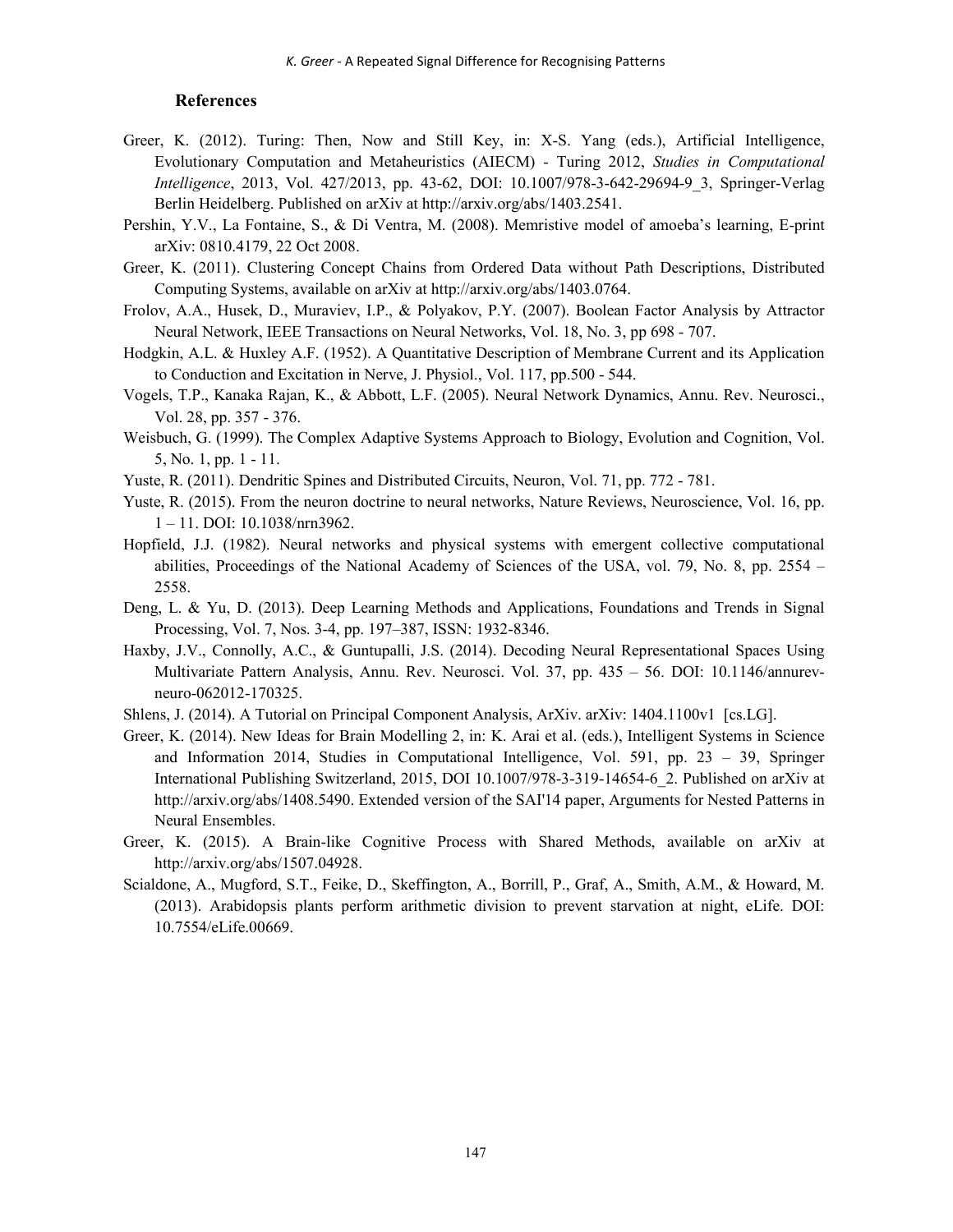### References

Greer, K. (2012). Turing: Then, Now and Still Key, in: X-S. Yang (eds.), Artificial Intelligence, Evolutionary Computation and Metaheuristics (AIECM) - Turing 2012, *Studies in Computational Intelligence*, 2013, Vol. 427/2013, pp. 43-62, DOI: 10.1007/978-3-642-29694-9_3, Springer-Verlag Berlin Heidelberg. Published on arXiv at http://arxiv.org/abs/1403.2541.

Pershin, Y.V., La Fontaine, S., & Di Ventra, M. (2008). Memristive model of amoeba's learning, E-print arXiv: 0810.4179, 22 Oct 2008.

Greer, K. (2011). Clustering Concept Chains from Ordered Data without Path Descriptions, Distributed Computing Systems, available on arXiv at http://arxiv.org/abs/1403.0764.

Frolov, A.A., Husek, D., Muraviev, I.P., & Polyakov, P.Y. (2007). Boolean Factor Analysis by Attractor Neural Network, IEEE Transactions on Neural Networks, Vol. 18, No. 3, pp 698 - 707.

Hodgkin, A.L. & Huxley A.F. (1952). A Quantitative Description of Membrane Current and its Application to Conduction and Excitation in Nerve, J. Physiol., Vol. 117, pp.500 - 544.

Vogels, T.P., Kanaka Rajan, K., & Abbott, L.F. (2005). Neural Network Dynamics, Annu. Rev. Neurosci., Vol. 28, pp. 357 - 376.

Weisbuch, G. (1999). The Complex Adaptive Systems Approach to Biology, Evolution and Cognition, Vol. 5, No. 1, pp. 1 - 11.

Yuste, R. (2011). Dendritic Spines and Distributed Circuits, Neuron, Vol. 71, pp. 772 - 781.

Yuste, R. (2015). From the neuron doctrine to neural networks, Nature Reviews, Neuroscience, Vol. 16, pp. 1 – 11. DOI: 10.1038/nrn3962.

Hopfield, J.J. (1982). Neural networks and physical systems with emergent collective computational abilities, Proceedings of the National Academy of Sciences of the USA, vol. 79, No. 8, pp. 2554 – 2558.

Deng, L. & Yu, D. (2013). Deep Learning Methods and Applications, Foundations and Trends in Signal Processing, Vol. 7, Nos. 3-4, pp. 197–387, ISSN: 1932-8346.

Haxby, J.V., Connolly, A.C., & Guntupalli, J.S. (2014). Decoding Neural Representational Spaces Using Multivariate Pattern Analysis, Annu. Rev. Neurosci. Vol. 37, pp. 435 – 56. DOI: 10.1146/annurev-neuro-062012-170325.

Shlens, J. (2014). A Tutorial on Principal Component Analysis, ArXiv. arXiv: 1404.1100v1 [cs.LG].

Greer, K. (2014). New Ideas for Brain Modelling 2, in: K. Arai et al. (eds.), Intelligent Systems in Science and Information 2014, Studies in Computational Intelligence, Vol. 591, pp. 23 – 39, Springer International Publishing Switzerland, 2015, DOI 10.1007/978-3-319-14654-6_2. Published on arXiv at http://arxiv.org/abs/1408.5490. Extended version of the SAI'14 paper, Arguments for Nested Patterns in Neural Ensembles.

Greer, K. (2015). A Brain-like Cognitive Process with Shared Methods, available on arXiv at http://arxiv.org/abs/1507.04928.

Scialdone, A., Mugford, S.T., Feike, D., Skeffington, A., Borrill, P., Graf, A., Smith, A.M., & Howard, M. (2013). Arabidopsis plants perform arithmetic division to prevent starvation at night, eLife. DOI: 10.7554/eLife.00669.